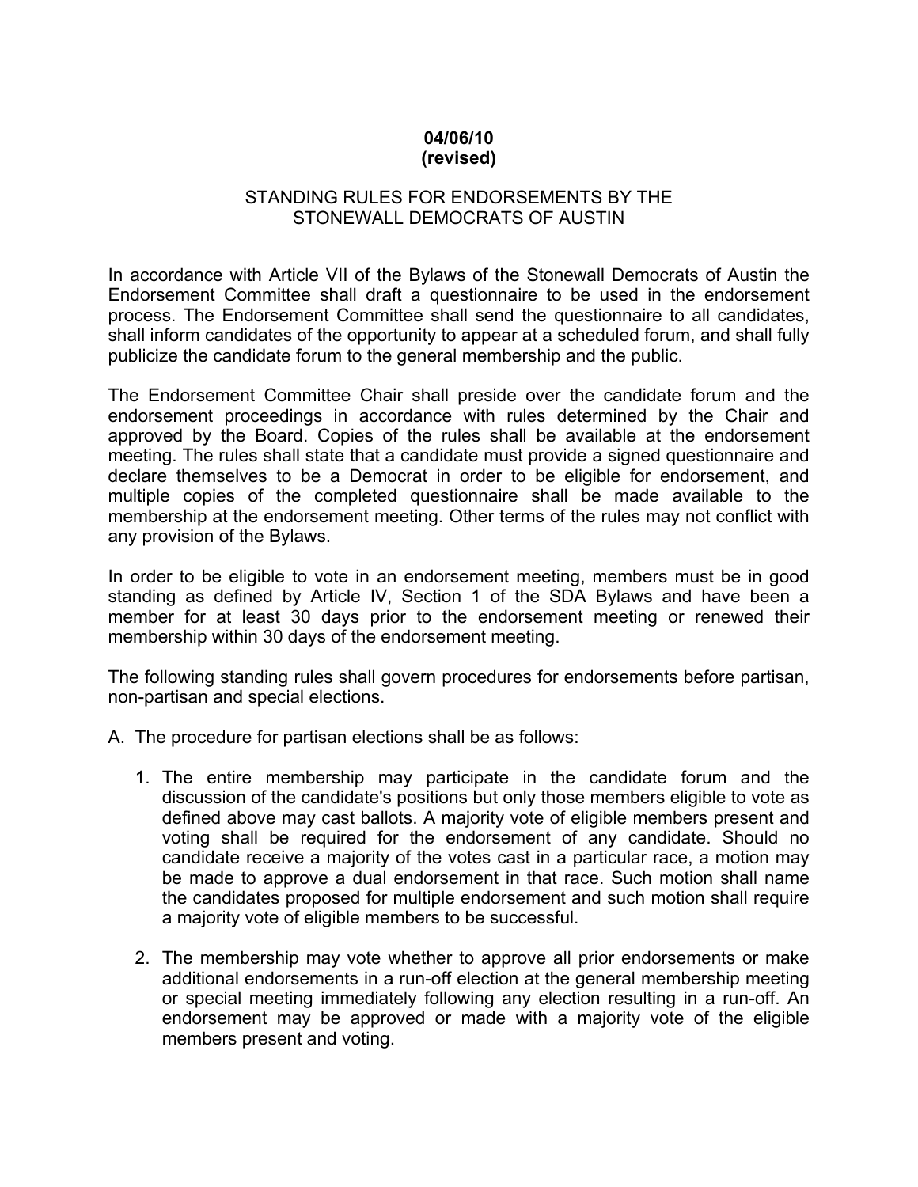**04/06/10**
**(revised)**

# STANDING RULES FOR ENDORSEMENTS BY THE STONEWALL DEMOCRATS OF AUSTIN

In accordance with Article VII of the Bylaws of the Stonewall Democrats of Austin the Endorsement Committee shall draft a questionnaire to be used in the endorsement process. The Endorsement Committee shall send the questionnaire to all candidates, shall inform candidates of the opportunity to appear at a scheduled forum, and shall fully publicize the candidate forum to the general membership and the public.

The Endorsement Committee Chair shall preside over the candidate forum and the endorsement proceedings in accordance with rules determined by the Chair and approved by the Board. Copies of the rules shall be available at the endorsement meeting. The rules shall state that a candidate must provide a signed questionnaire and declare themselves to be a Democrat in order to be eligible for endorsement, and multiple copies of the completed questionnaire shall be made available to the membership at the endorsement meeting. Other terms of the rules may not conflict with any provision of the Bylaws.

In order to be eligible to vote in an endorsement meeting, members must be in good standing as defined by Article IV, Section 1 of the SDA Bylaws and have been a member for at least 30 days prior to the endorsement meeting or renewed their membership within 30 days of the endorsement meeting.

The following standing rules shall govern procedures for endorsements before partisan, non-partisan and special elections.

A. The procedure for partisan elections shall be as follows:

1. The entire membership may participate in the candidate forum and the discussion of the candidate's positions but only those members eligible to vote as defined above may cast ballots. A majority vote of eligible members present and voting shall be required for the endorsement of any candidate. Should no candidate receive a majority of the votes cast in a particular race, a motion may be made to approve a dual endorsement in that race. Such motion shall name the candidates proposed for multiple endorsement and such motion shall require a majority vote of eligible members to be successful.

2. The membership may vote whether to approve all prior endorsements or make additional endorsements in a run-off election at the general membership meeting or special meeting immediately following any election resulting in a run-off. An endorsement may be approved or made with a majority vote of the eligible members present and voting.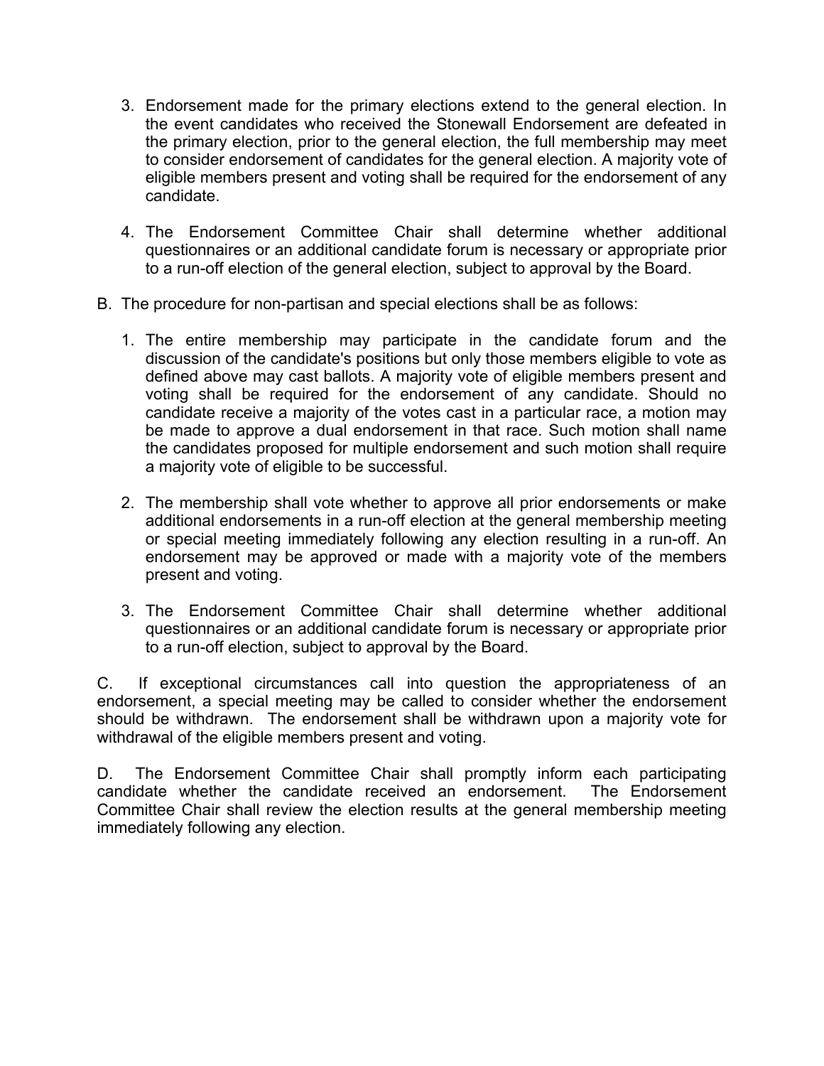3. Endorsement made for the primary elections extend to the general election. In the event candidates who received the Stonewall Endorsement are defeated in the primary election, prior to the general election, the full membership may meet to consider endorsement of candidates for the general election. A majority vote of eligible members present and voting shall be required for the endorsement of any candidate.

4. The Endorsement Committee Chair shall determine whether additional questionnaires or an additional candidate forum is necessary or appropriate prior to a run-off election of the general election, subject to approval by the Board.

B. The procedure for non-partisan and special elections shall be as follows:

1. The entire membership may participate in the candidate forum and the discussion of the candidate's positions but only those members eligible to vote as defined above may cast ballots. A majority vote of eligible members present and voting shall be required for the endorsement of any candidate. Should no candidate receive a majority of the votes cast in a particular race, a motion may be made to approve a dual endorsement in that race. Such motion shall name the candidates proposed for multiple endorsement and such motion shall require a majority vote of eligible to be successful.

2. The membership shall vote whether to approve all prior endorsements or make additional endorsements in a run-off election at the general membership meeting or special meeting immediately following any election resulting in a run-off. An endorsement may be approved or made with a majority vote of the members present and voting.

3. The Endorsement Committee Chair shall determine whether additional questionnaires or an additional candidate forum is necessary or appropriate prior to a run-off election, subject to approval by the Board.

C. If exceptional circumstances call into question the appropriateness of an endorsement, a special meeting may be called to consider whether the endorsement should be withdrawn. The endorsement shall be withdrawn upon a majority vote for withdrawal of the eligible members present and voting.

D. The Endorsement Committee Chair shall promptly inform each participating candidate whether the candidate received an endorsement. The Endorsement Committee Chair shall review the election results at the general membership meeting immediately following any election.